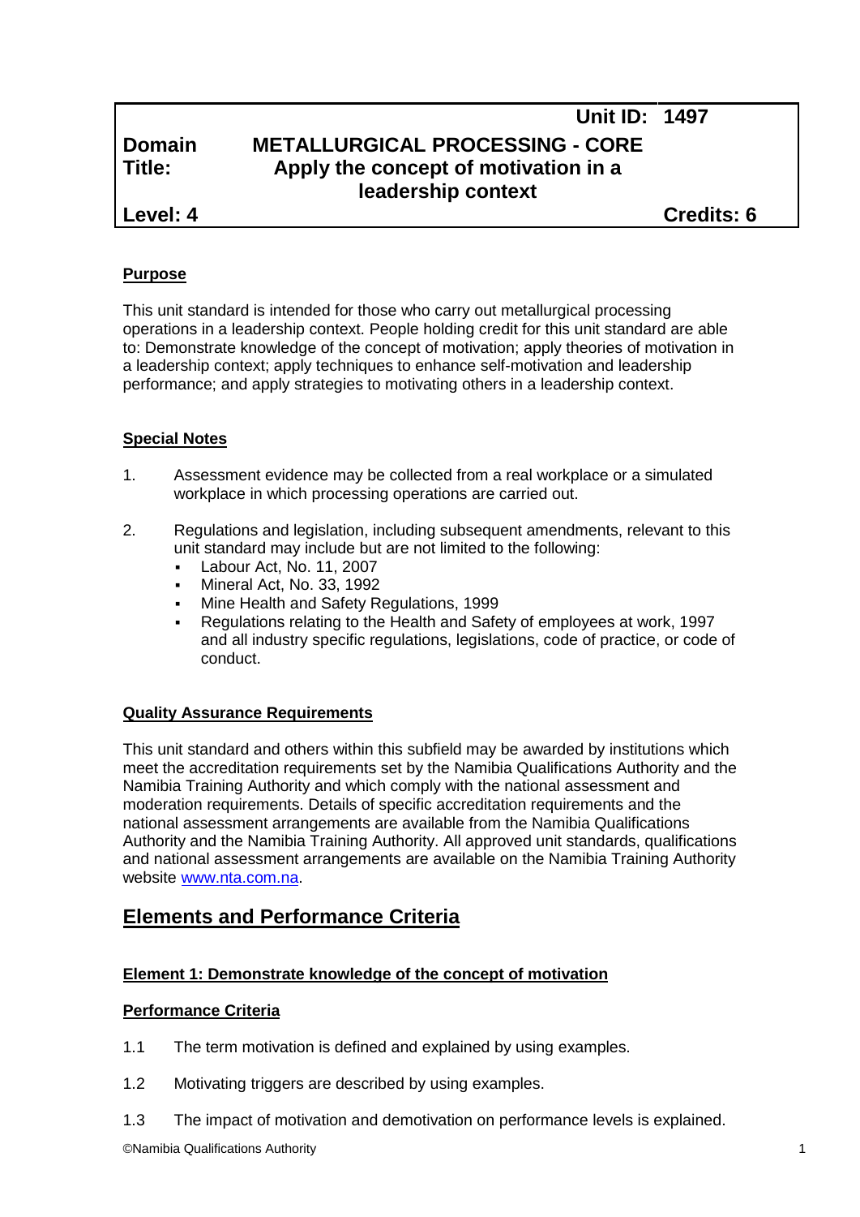| | | Unit ID: | 1497 |
|---|---|---|---|
| **Domain** | **METALLURGICAL PROCESSING - CORE** | | |
| **Title:** | **Apply the concept of motivation in a leadership context** | | |
| **Level: 4** | | | **Credits: 6** |

**Purpose**

This unit standard is intended for those who carry out metallurgical processing operations in a leadership context. People holding credit for this unit standard are able to: Demonstrate knowledge of the concept of motivation; apply theories of motivation in a leadership context; apply techniques to enhance self-motivation and leadership performance; and apply strategies to motivating others in a leadership context.

**Special Notes**

1. Assessment evidence may be collected from a real workplace or a simulated workplace in which processing operations are carried out.

2. Regulations and legislation, including subsequent amendments, relevant to this unit standard may include but are not limited to the following:
   - Labour Act, No. 11, 2007
   - Mineral Act, No. 33, 1992
   - Mine Health and Safety Regulations, 1999
   - Regulations relating to the Health and Safety of employees at work, 1997 and all industry specific regulations, legislations, code of practice, or code of conduct.

**Quality Assurance Requirements**

This unit standard and others within this subfield may be awarded by institutions which meet the accreditation requirements set by the Namibia Qualifications Authority and the Namibia Training Authority and which comply with the national assessment and moderation requirements. Details of specific accreditation requirements and the national assessment arrangements are available from the Namibia Qualifications Authority and the Namibia Training Authority. All approved unit standards, qualifications and national assessment arrangements are available on the Namibia Training Authority website www.nta.com.na.

## Elements and Performance Criteria

**Element 1: Demonstrate knowledge of the concept of motivation**

**Performance Criteria**

1.1 The term motivation is defined and explained by using examples.

1.2 Motivating triggers are described by using examples.

1.3 The impact of motivation and demotivation on performance levels is explained.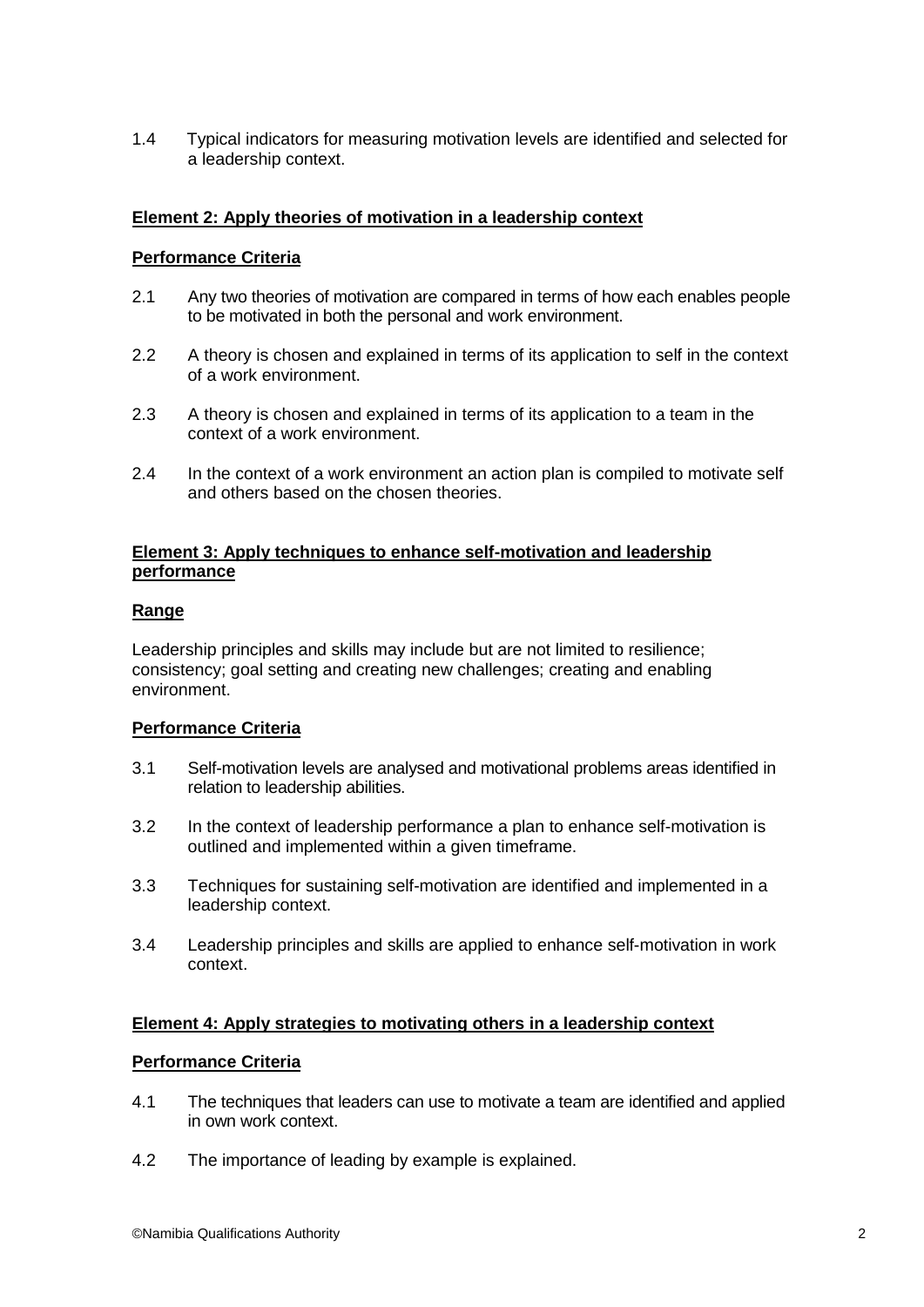1.4 Typical indicators for measuring motivation levels are identified and selected for a leadership context.

**Element 2: Apply theories of motivation in a leadership context**

**Performance Criteria**

2.1 Any two theories of motivation are compared in terms of how each enables people to be motivated in both the personal and work environment.

2.2 A theory is chosen and explained in terms of its application to self in the context of a work environment.

2.3 A theory is chosen and explained in terms of its application to a team in the context of a work environment.

2.4 In the context of a work environment an action plan is compiled to motivate self and others based on the chosen theories.

**Element 3: Apply techniques to enhance self-motivation and leadership performance**

**Range**

Leadership principles and skills may include but are not limited to resilience; consistency; goal setting and creating new challenges; creating and enabling environment.

**Performance Criteria**

3.1 Self-motivation levels are analysed and motivational problems areas identified in relation to leadership abilities.

3.2 In the context of leadership performance a plan to enhance self-motivation is outlined and implemented within a given timeframe.

3.3 Techniques for sustaining self-motivation are identified and implemented in a leadership context.

3.4 Leadership principles and skills are applied to enhance self-motivation in work context.

**Element 4: Apply strategies to motivating others in a leadership context**

**Performance Criteria**

4.1 The techniques that leaders can use to motivate a team are identified and applied in own work context.

4.2 The importance of leading by example is explained.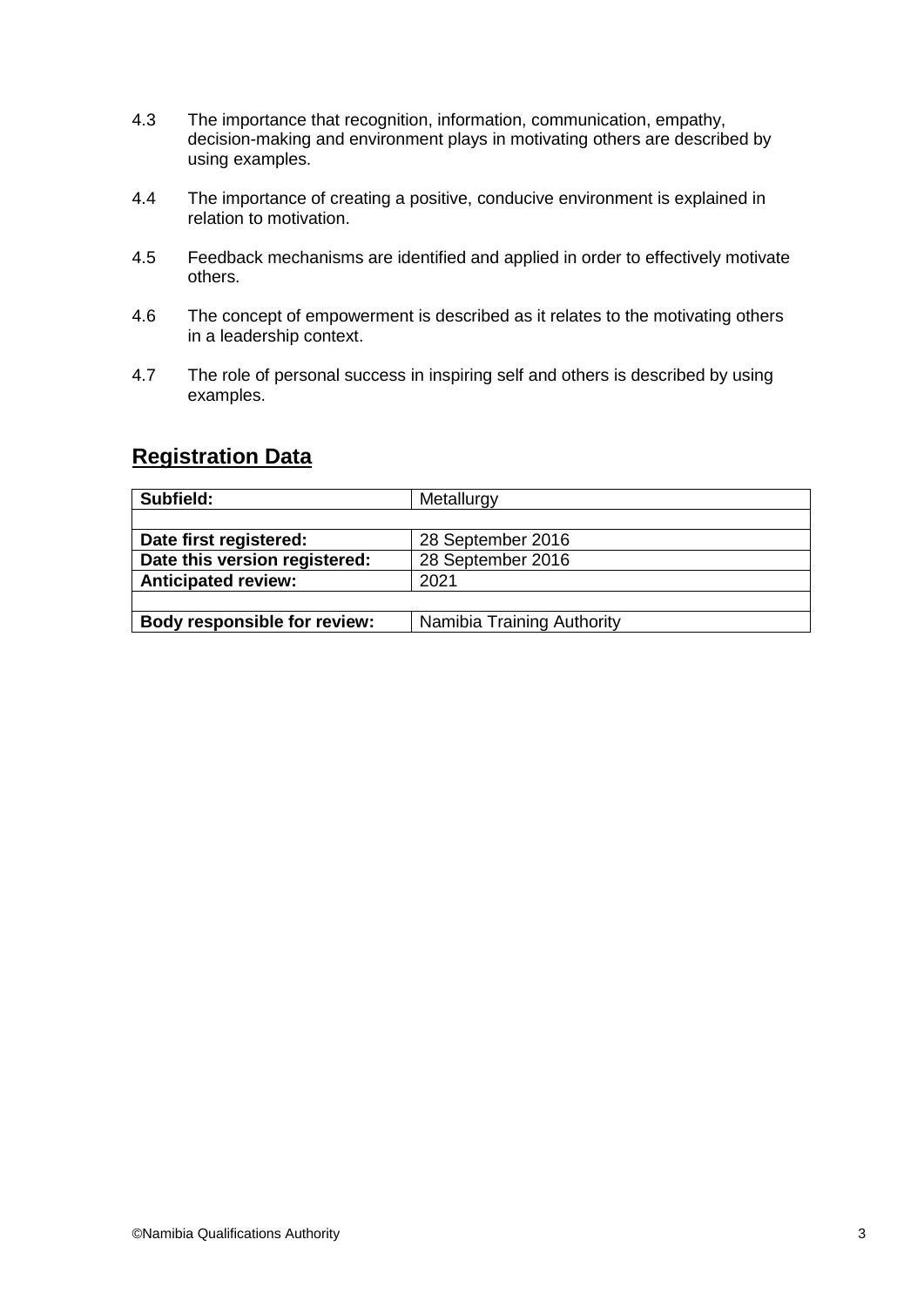4.3 The importance that recognition, information, communication, empathy, decision-making and environment plays in motivating others are described by using examples.

4.4 The importance of creating a positive, conducive environment is explained in relation to motivation.

4.5 Feedback mechanisms are identified and applied in order to effectively motivate others.

4.6 The concept of empowerment is described as it relates to the motivating others in a leadership context.

4.7 The role of personal success in inspiring self and others is described by using examples.

## Registration Data

| | |
|---|---|
| **Subfield:** | Metallurgy |
| | |
| **Date first registered:** | 28 September 2016 |
| **Date this version registered:** | 28 September 2016 |
| **Anticipated review:** | 2021 |
| | |
| **Body responsible for review:** | Namibia Training Authority |